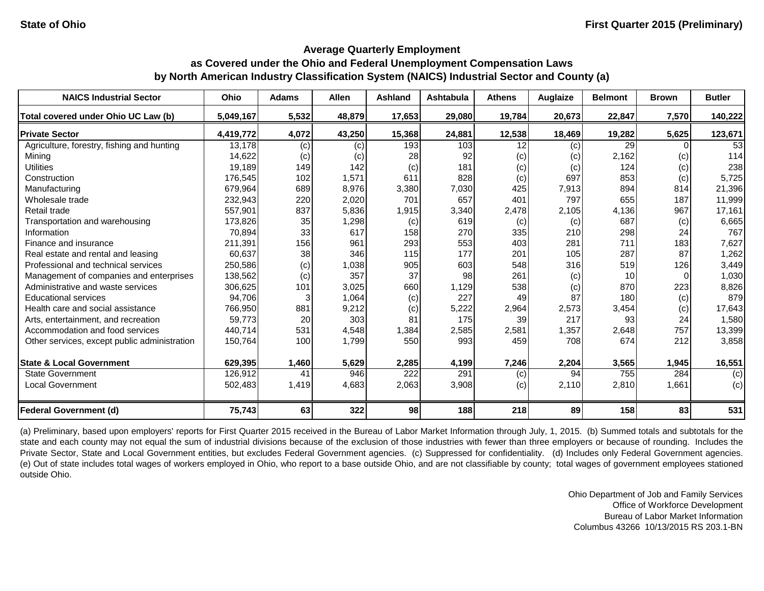State of Ohio | First Quarter 2015 (Preliminary)

## Average Quarterly Employment
## as Covered under the Ohio and Federal Unemployment Compensation Laws
## by North American Industry Classification System (NAICS) Industrial Sector and County (a)

| NAICS Industrial Sector | Ohio | Adams | Allen | Ashland | Ashtabula | Athens | Auglaize | Belmont | Brown | Butler |
|---|---|---|---|---|---|---|---|---|---|---|
| **Total covered under Ohio UC Law (b)** | **5,049,167** | **5,532** | **48,879** | **17,653** | **29,080** | **19,784** | **20,673** | **22,847** | **7,570** | **140,222** |
| **Private Sector** | **4,419,772** | **4,072** | **43,250** | **15,368** | **24,881** | **12,538** | **18,469** | **19,282** | **5,625** | **123,671** |
| Agriculture, forestry, fishing and hunting | 13,178 | (c) | (c) | 193 | 103 | 12 | (c) | 29 | 0 | 53 |
| Mining | 14,622 | (c) | (c) | 28 | 92 | (c) | (c) | 2,162 | (c) | 114 |
| Utilities | 19,189 | 149 | 142 | (c) | 181 | (c) | (c) | 124 | (c) | 238 |
| Construction | 176,545 | 102 | 1,571 | 611 | 828 | (c) | 697 | 853 | (c) | 5,725 |
| Manufacturing | 679,964 | 689 | 8,976 | 3,380 | 7,030 | 425 | 7,913 | 894 | 814 | 21,396 |
| Wholesale trade | 232,943 | 220 | 2,020 | 701 | 657 | 401 | 797 | 655 | 187 | 11,999 |
| Retail trade | 557,901 | 837 | 5,836 | 1,915 | 3,340 | 2,478 | 2,105 | 4,136 | 967 | 17,161 |
| Transportation and warehousing | 173,826 | 35 | 1,298 | (c) | 619 | (c) | (c) | 687 | (c) | 6,665 |
| Information | 70,894 | 33 | 617 | 158 | 270 | 335 | 210 | 298 | 24 | 767 |
| Finance and insurance | 211,391 | 156 | 961 | 293 | 553 | 403 | 281 | 711 | 183 | 7,627 |
| Real estate and rental and leasing | 60,637 | 38 | 346 | 115 | 177 | 201 | 105 | 287 | 87 | 1,262 |
| Professional and technical services | 250,586 | (c) | 1,038 | 905 | 603 | 548 | 316 | 519 | 126 | 3,449 |
| Management of companies and enterprises | 138,562 | (c) | 357 | 37 | 98 | 261 | (c) | 10 | 0 | 1,030 |
| Administrative and waste services | 306,625 | 101 | 3,025 | 660 | 1,129 | 538 | (c) | 870 | 223 | 8,826 |
| Educational services | 94,706 | 3 | 1,064 | (c) | 227 | 49 | 87 | 180 | (c) | 879 |
| Health care and social assistance | 766,950 | 881 | 9,212 | (c) | 5,222 | 2,964 | 2,573 | 3,454 | (c) | 17,643 |
| Arts, entertainment, and recreation | 59,773 | 20 | 303 | 81 | 175 | 39 | 217 | 93 | 24 | 1,580 |
| Accommodation and food services | 440,714 | 531 | 4,548 | 1,384 | 2,585 | 2,581 | 1,357 | 2,648 | 757 | 13,399 |
| Other services, except public administration | 150,764 | 100 | 1,799 | 550 | 993 | 459 | 708 | 674 | 212 | 3,858 |
| **State & Local Government** | **629,395** | **1,460** | **5,629** | **2,285** | **4,199** | **7,246** | **2,204** | **3,565** | **1,945** | **16,551** |
| State Government | 126,912 | 41 | 946 | 222 | 291 | (c) | 94 | 755 | 284 | (c) |
| Local Government | 502,483 | 1,419 | 4,683 | 2,063 | 3,908 | (c) | 2,110 | 2,810 | 1,661 | (c) |
| **Federal Government (d)** | **75,743** | **63** | **322** | **98** | **188** | **218** | **89** | **158** | **83** | **531** |

(a) Preliminary, based upon employers' reports for First Quarter 2015 received in the Bureau of Labor Market Information through July, 1, 2015. (b) Summed totals and subtotals for the state and each county may not equal the sum of industrial divisions because of the exclusion of those industries with fewer than three employers or because of rounding. Includes the Private Sector, State and Local Government entities, but excludes Federal Government agencies. (c) Suppressed for confidentiality. (d) Includes only Federal Government agencies. (e) Out of state includes total wages of workers employed in Ohio, who report to a base outside Ohio, and are not classifiable by county; total wages of government employees stationed outside Ohio.

Ohio Department of Job and Family Services
Office of Workforce Development
Bureau of Labor Market Information
Columbus 43266 10/13/2015 RS 203.1-BN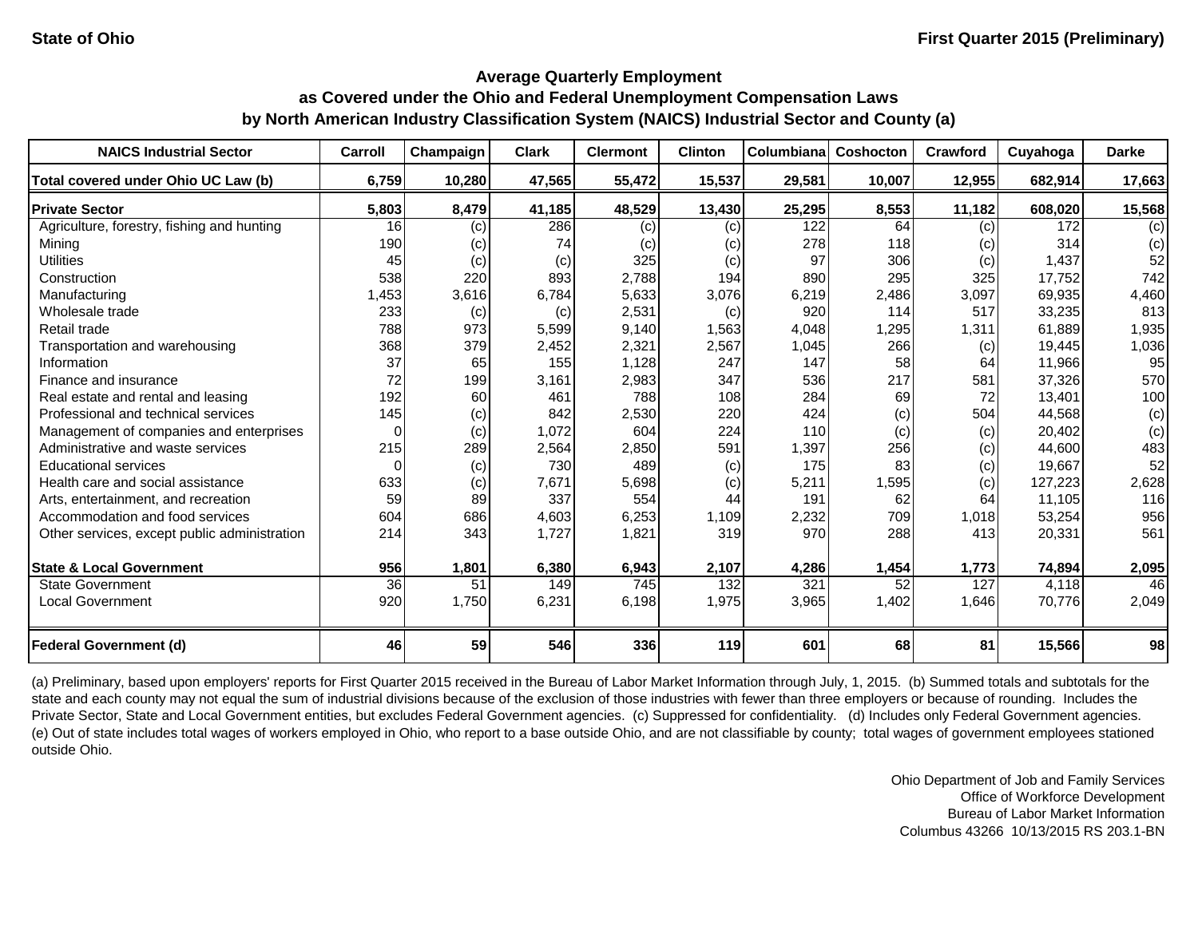State of Ohio

First Quarter 2015 (Preliminary)

## Average Quarterly Employment
## as Covered under the Ohio and Federal Unemployment Compensation Laws
## by North American Industry Classification System (NAICS) Industrial Sector and County (a)

| NAICS Industrial Sector | Carroll | Champaign | Clark | Clermont | Clinton | Columbiana | Coshocton | Crawford | Cuyahoga | Darke |
|---|---|---|---|---|---|---|---|---|---|---|
| **Total covered under Ohio UC Law (b)** | **6,759** | **10,280** | **47,565** | **55,472** | **15,537** | **29,581** | **10,007** | **12,955** | **682,914** | **17,663** |
| **Private Sector** | **5,803** | **8,479** | **41,185** | **48,529** | **13,430** | **25,295** | **8,553** | **11,182** | **608,020** | **15,568** |
| Agriculture, forestry, fishing and hunting | 16 | (c) | 286 | (c) | (c) | 122 | 64 | (c) | 172 | (c) |
| Mining | 190 | (c) | 74 | (c) | (c) | 278 | 118 | (c) | 314 | (c) |
| Utilities | 45 | (c) | (c) | 325 | (c) | 97 | 306 | (c) | 1,437 | 52 |
| Construction | 538 | 220 | 893 | 2,788 | 194 | 890 | 295 | 325 | 17,752 | 742 |
| Manufacturing | 1,453 | 3,616 | 6,784 | 5,633 | 3,076 | 6,219 | 2,486 | 3,097 | 69,935 | 4,460 |
| Wholesale trade | 233 | (c) | (c) | 2,531 | (c) | 920 | 114 | 517 | 33,235 | 813 |
| Retail trade | 788 | 973 | 5,599 | 9,140 | 1,563 | 4,048 | 1,295 | 1,311 | 61,889 | 1,935 |
| Transportation and warehousing | 368 | 379 | 2,452 | 2,321 | 2,567 | 1,045 | 266 | (c) | 19,445 | 1,036 |
| Information | 37 | 65 | 155 | 1,128 | 247 | 147 | 58 | 64 | 11,966 | 95 |
| Finance and insurance | 72 | 199 | 3,161 | 2,983 | 347 | 536 | 217 | 581 | 37,326 | 570 |
| Real estate and rental and leasing | 192 | 60 | 461 | 788 | 108 | 284 | 69 | 72 | 13,401 | 100 |
| Professional and technical services | 145 | (c) | 842 | 2,530 | 220 | 424 | (c) | 504 | 44,568 | (c) |
| Management of companies and enterprises | 0 | (c) | 1,072 | 604 | 224 | 110 | (c) | (c) | 20,402 | (c) |
| Administrative and waste services | 215 | 289 | 2,564 | 2,850 | 591 | 1,397 | 256 | (c) | 44,600 | 483 |
| Educational services | 0 | (c) | 730 | 489 | (c) | 175 | 83 | (c) | 19,667 | 52 |
| Health care and social assistance | 633 | (c) | 7,671 | 5,698 | (c) | 5,211 | 1,595 | (c) | 127,223 | 2,628 |
| Arts, entertainment, and recreation | 59 | 89 | 337 | 554 | 44 | 191 | 62 | 64 | 11,105 | 116 |
| Accommodation and food services | 604 | 686 | 4,603 | 6,253 | 1,109 | 2,232 | 709 | 1,018 | 53,254 | 956 |
| Other services, except public administration | 214 | 343 | 1,727 | 1,821 | 319 | 970 | 288 | 413 | 20,331 | 561 |
| **State & Local Government** | **956** | **1,801** | **6,380** | **6,943** | **2,107** | **4,286** | **1,454** | **1,773** | **74,894** | **2,095** |
| State Government | 36 | 51 | 149 | 745 | 132 | 321 | 52 | 127 | 4,118 | 46 |
| Local Government | 920 | 1,750 | 6,231 | 6,198 | 1,975 | 3,965 | 1,402 | 1,646 | 70,776 | 2,049 |
| **Federal Government (d)** | **46** | **59** | **546** | **336** | **119** | **601** | **68** | **81** | **15,566** | **98** |

(a) Preliminary, based upon employers' reports for First Quarter 2015 received in the Bureau of Labor Market Information through July, 1, 2015. (b) Summed totals and subtotals for the state and each county may not equal the sum of industrial divisions because of the exclusion of those industries with fewer than three employers or because of rounding. Includes the Private Sector, State and Local Government entities, but excludes Federal Government agencies. (c) Suppressed for confidentiality. (d) Includes only Federal Government agencies. (e) Out of state includes total wages of workers employed in Ohio, who report to a base outside Ohio, and are not classifiable by county; total wages of government employees stationed outside Ohio.

Ohio Department of Job and Family Services
Office of Workforce Development
Bureau of Labor Market Information
Columbus 43266 10/13/2015 RS 203.1-BN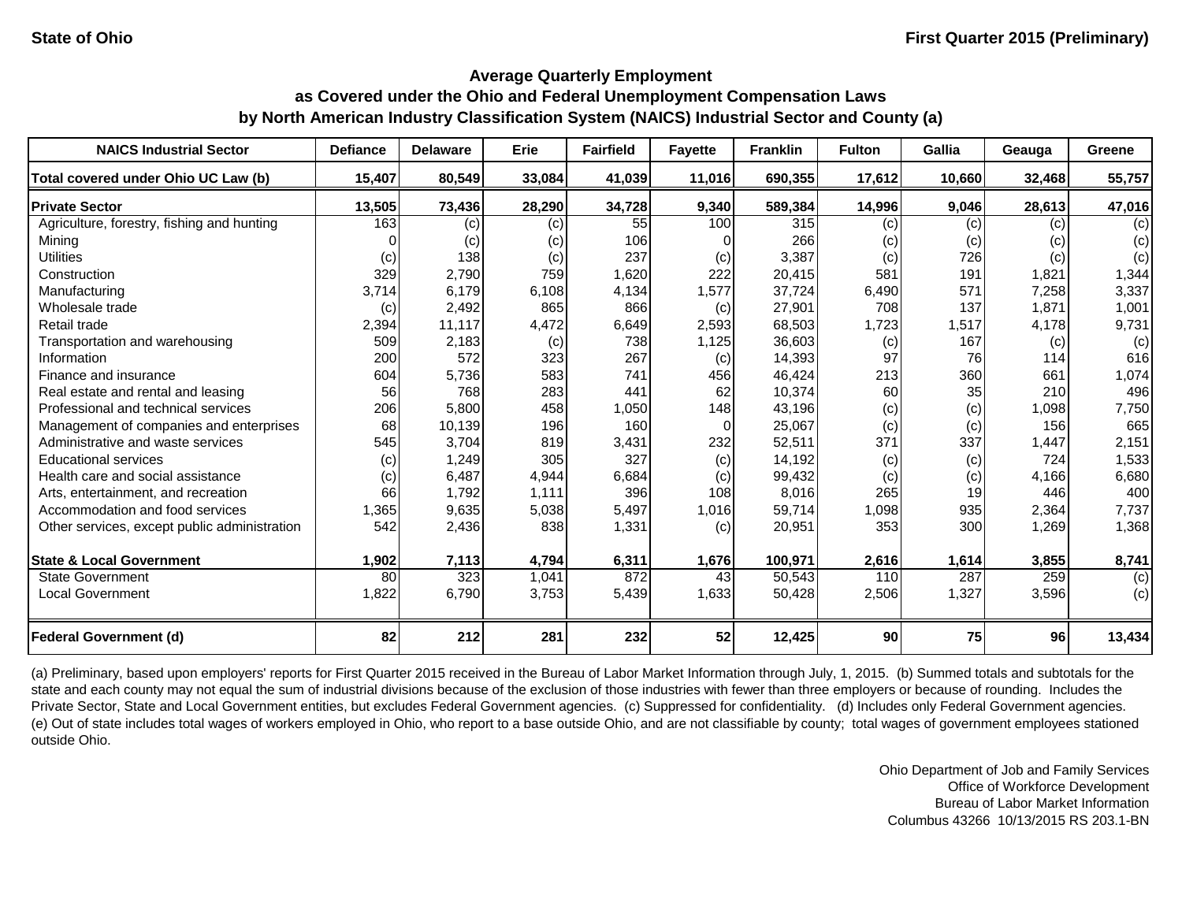State of Ohio

First Quarter 2015 (Preliminary)

## Average Quarterly Employment as Covered under the Ohio and Federal Unemployment Compensation Laws by North American Industry Classification System (NAICS) Industrial Sector and County (a)

| NAICS Industrial Sector | Defiance | Delaware | Erie | Fairfield | Fayette | Franklin | Fulton | Gallia | Geauga | Greene |
|---|---|---|---|---|---|---|---|---|---|---|
| **Total covered under Ohio UC Law (b)** | **15,407** | **80,549** | **33,084** | **41,039** | **11,016** | **690,355** | **17,612** | **10,660** | **32,468** | **55,757** |
| **Private Sector** | **13,505** | **73,436** | **28,290** | **34,728** | **9,340** | **589,384** | **14,996** | **9,046** | **28,613** | **47,016** |
| Agriculture, forestry, fishing and hunting | 163 | (c) | (c) | 55 | 100 | 315 | (c) | (c) | (c) | (c) |
| Mining | 0 | (c) | (c) | 106 | 0 | 266 | (c) | (c) | (c) | (c) |
| Utilities | (c) | 138 | (c) | 237 | (c) | 3,387 | (c) | 726 | (c) | (c) |
| Construction | 329 | 2,790 | 759 | 1,620 | 222 | 20,415 | 581 | 191 | 1,821 | 1,344 |
| Manufacturing | 3,714 | 6,179 | 6,108 | 4,134 | 1,577 | 37,724 | 6,490 | 571 | 7,258 | 3,337 |
| Wholesale trade | (c) | 2,492 | 865 | 866 | (c) | 27,901 | 708 | 137 | 1,871 | 1,001 |
| Retail trade | 2,394 | 11,117 | 4,472 | 6,649 | 2,593 | 68,503 | 1,723 | 1,517 | 4,178 | 9,731 |
| Transportation and warehousing | 509 | 2,183 | (c) | 738 | 1,125 | 36,603 | (c) | 167 | (c) | (c) |
| Information | 200 | 572 | 323 | 267 | (c) | 14,393 | 97 | 76 | 114 | 616 |
| Finance and insurance | 604 | 5,736 | 583 | 741 | 456 | 46,424 | 213 | 360 | 661 | 1,074 |
| Real estate and rental and leasing | 56 | 768 | 283 | 441 | 62 | 10,374 | 60 | 35 | 210 | 496 |
| Professional and technical services | 206 | 5,800 | 458 | 1,050 | 148 | 43,196 | (c) | (c) | 1,098 | 7,750 |
| Management of companies and enterprises | 68 | 10,139 | 196 | 160 | 0 | 25,067 | (c) | (c) | 156 | 665 |
| Administrative and waste services | 545 | 3,704 | 819 | 3,431 | 232 | 52,511 | 371 | 337 | 1,447 | 2,151 |
| Educational services | (c) | 1,249 | 305 | 327 | (c) | 14,192 | (c) | (c) | 724 | 1,533 |
| Health care and social assistance | (c) | 6,487 | 4,944 | 6,684 | (c) | 99,432 | (c) | (c) | 4,166 | 6,680 |
| Arts, entertainment, and recreation | 66 | 1,792 | 1,111 | 396 | 108 | 8,016 | 265 | 19 | 446 | 400 |
| Accommodation and food services | 1,365 | 9,635 | 5,038 | 5,497 | 1,016 | 59,714 | 1,098 | 935 | 2,364 | 7,737 |
| Other services, except public administration | 542 | 2,436 | 838 | 1,331 | (c) | 20,951 | 353 | 300 | 1,269 | 1,368 |
| **State & Local Government** | **1,902** | **7,113** | **4,794** | **6,311** | **1,676** | **100,971** | **2,616** | **1,614** | **3,855** | **8,741** |
| State Government | 80 | 323 | 1,041 | 872 | 43 | 50,543 | 110 | 287 | 259 | (c) |
| Local Government | 1,822 | 6,790 | 3,753 | 5,439 | 1,633 | 50,428 | 2,506 | 1,327 | 3,596 | (c) |
| **Federal Government (d)** | **82** | **212** | **281** | **232** | **52** | **12,425** | **90** | **75** | **96** | **13,434** |

(a) Preliminary, based upon employers' reports for First Quarter 2015 received in the Bureau of Labor Market Information through July, 1, 2015. (b) Summed totals and subtotals for the state and each county may not equal the sum of industrial divisions because of the exclusion of those industries with fewer than three employers or because of rounding. Includes the Private Sector, State and Local Government entities, but excludes Federal Government agencies. (c) Suppressed for confidentiality. (d) Includes only Federal Government agencies. (e) Out of state includes total wages of workers employed in Ohio, who report to a base outside Ohio, and are not classifiable by county; total wages of government employees stationed outside Ohio.

Ohio Department of Job and Family Services
Office of Workforce Development
Bureau of Labor Market Information
Columbus 43266 10/13/2015 RS 203.1-BN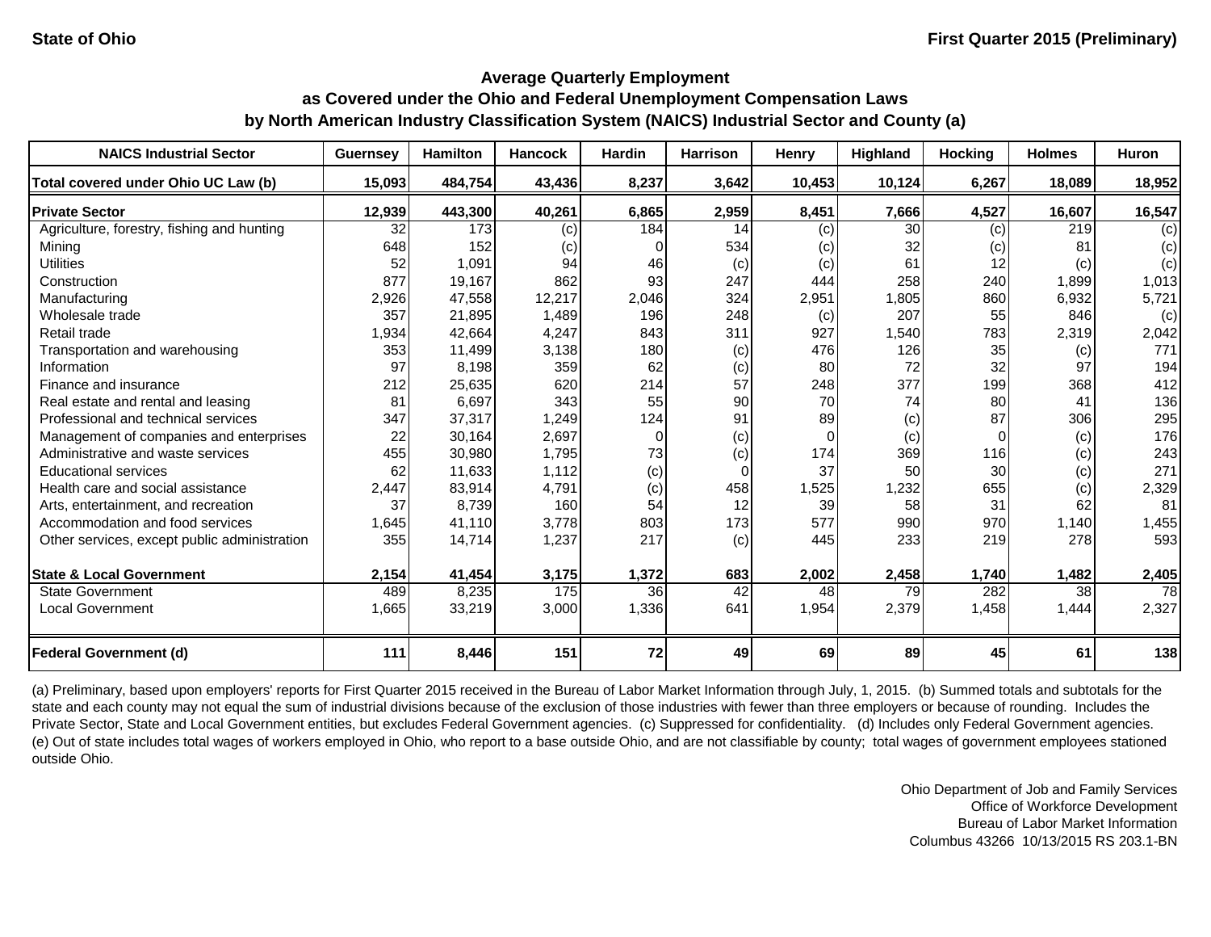State of Ohio

First Quarter 2015 (Preliminary)

## Average Quarterly Employment as Covered under the Ohio and Federal Unemployment Compensation Laws by North American Industry Classification System (NAICS) Industrial Sector and County (a)

| NAICS Industrial Sector | Guernsey | Hamilton | Hancock | Hardin | Harrison | Henry | Highland | Hocking | Holmes | Huron |
|---|---|---|---|---|---|---|---|---|---|---|
| **Total covered under Ohio UC Law (b)** | **15,093** | **484,754** | **43,436** | **8,237** | **3,642** | **10,453** | **10,124** | **6,267** | **18,089** | **18,952** |
| **Private Sector** | **12,939** | **443,300** | **40,261** | **6,865** | **2,959** | **8,451** | **7,666** | **4,527** | **16,607** | **16,547** |
| Agriculture, forestry, fishing and hunting | 32 | 173 | (c) | 184 | 14 | (c) | 30 | (c) | 219 | (c) |
| Mining | 648 | 152 | (c) | 0 | 534 | (c) | 32 | (c) | 81 | (c) |
| Utilities | 52 | 1,091 | 94 | 46 | (c) | (c) | 61 | 12 | (c) | (c) |
| Construction | 877 | 19,167 | 862 | 93 | 247 | 444 | 258 | 240 | 1,899 | 1,013 |
| Manufacturing | 2,926 | 47,558 | 12,217 | 2,046 | 324 | 2,951 | 1,805 | 860 | 6,932 | 5,721 |
| Wholesale trade | 357 | 21,895 | 1,489 | 196 | 248 | (c) | 207 | 55 | 846 | (c) |
| Retail trade | 1,934 | 42,664 | 4,247 | 843 | 311 | 927 | 1,540 | 783 | 2,319 | 2,042 |
| Transportation and warehousing | 353 | 11,499 | 3,138 | 180 | (c) | 476 | 126 | 35 | (c) | 771 |
| Information | 97 | 8,198 | 359 | 62 | (c) | 80 | 72 | 32 | 97 | 194 |
| Finance and insurance | 212 | 25,635 | 620 | 214 | 57 | 248 | 377 | 199 | 368 | 412 |
| Real estate and rental and leasing | 81 | 6,697 | 343 | 55 | 90 | 70 | 74 | 80 | 41 | 136 |
| Professional and technical services | 347 | 37,317 | 1,249 | 124 | 91 | 89 | (c) | 87 | 306 | 295 |
| Management of companies and enterprises | 22 | 30,164 | 2,697 | 0 | (c) | 0 | (c) | 0 | (c) | 176 |
| Administrative and waste services | 455 | 30,980 | 1,795 | 73 | (c) | 174 | 369 | 116 | (c) | 243 |
| Educational services | 62 | 11,633 | 1,112 | (c) | 0 | 37 | 50 | 30 | (c) | 271 |
| Health care and social assistance | 2,447 | 83,914 | 4,791 | (c) | 458 | 1,525 | 1,232 | 655 | (c) | 2,329 |
| Arts, entertainment, and recreation | 37 | 8,739 | 160 | 54 | 12 | 39 | 58 | 31 | 62 | 81 |
| Accommodation and food services | 1,645 | 41,110 | 3,778 | 803 | 173 | 577 | 990 | 970 | 1,140 | 1,455 |
| Other services, except public administration | 355 | 14,714 | 1,237 | 217 | (c) | 445 | 233 | 219 | 278 | 593 |
| **State & Local Government** | **2,154** | **41,454** | **3,175** | **1,372** | **683** | **2,002** | **2,458** | **1,740** | **1,482** | **2,405** |
| State Government | 489 | 8,235 | 175 | 36 | 42 | 48 | 79 | 282 | 38 | 78 |
| Local Government | 1,665 | 33,219 | 3,000 | 1,336 | 641 | 1,954 | 2,379 | 1,458 | 1,444 | 2,327 |
| **Federal Government (d)** | **111** | **8,446** | **151** | **72** | **49** | **69** | **89** | **45** | **61** | **138** |

(a) Preliminary, based upon employers' reports for First Quarter 2015 received in the Bureau of Labor Market Information through July, 1, 2015. (b) Summed totals and subtotals for the state and each county may not equal the sum of industrial divisions because of the exclusion of those industries with fewer than three employers or because of rounding. Includes the Private Sector, State and Local Government entities, but excludes Federal Government agencies. (c) Suppressed for confidentiality. (d) Includes only Federal Government agencies. (e) Out of state includes total wages of workers employed in Ohio, who report to a base outside Ohio, and are not classifiable by county; total wages of government employees stationed outside Ohio.

Ohio Department of Job and Family Services
Office of Workforce Development
Bureau of Labor Market Information
Columbus 43266 10/13/2015 RS 203.1-BN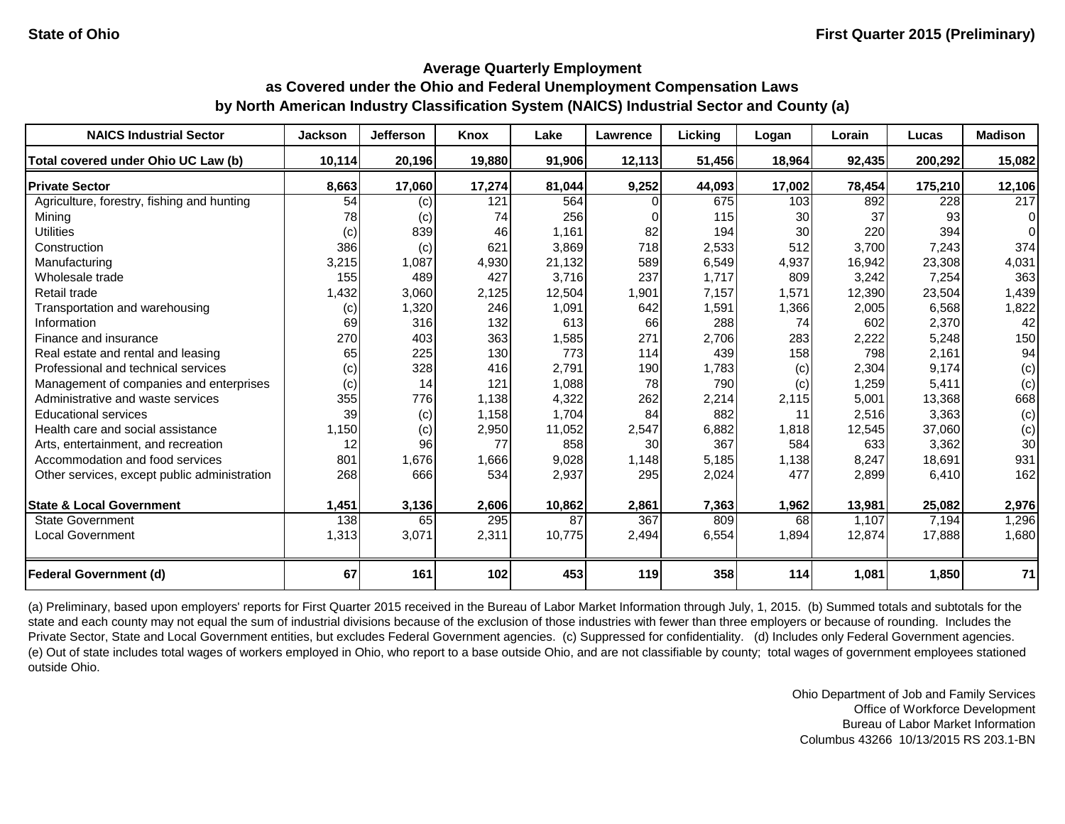State of Ohio

First Quarter 2015 (Preliminary)

## Average Quarterly Employment
## as Covered under the Ohio and Federal Unemployment Compensation Laws
## by North American Industry Classification System (NAICS) Industrial Sector and County (a)

| NAICS Industrial Sector | Jackson | Jefferson | Knox | Lake | Lawrence | Licking | Logan | Lorain | Lucas | Madison |
|---|---|---|---|---|---|---|---|---|---|---|
| **Total covered under Ohio UC Law (b)** | **10,114** | **20,196** | **19,880** | **91,906** | **12,113** | **51,456** | **18,964** | **92,435** | **200,292** | **15,082** |
| **Private Sector** | **8,663** | **17,060** | **17,274** | **81,044** | **9,252** | **44,093** | **17,002** | **78,454** | **175,210** | **12,106** |
| Agriculture, forestry, fishing and hunting | 54 | (c) | 121 | 564 | 0 | 675 | 103 | 892 | 228 | 217 |
| Mining | 78 | (c) | 74 | 256 | 0 | 115 | 30 | 37 | 93 | 0 |
| Utilities | (c) | 839 | 46 | 1,161 | 82 | 194 | 30 | 220 | 394 | 0 |
| Construction | 386 | (c) | 621 | 3,869 | 718 | 2,533 | 512 | 3,700 | 7,243 | 374 |
| Manufacturing | 3,215 | 1,087 | 4,930 | 21,132 | 589 | 6,549 | 4,937 | 16,942 | 23,308 | 4,031 |
| Wholesale trade | 155 | 489 | 427 | 3,716 | 237 | 1,717 | 809 | 3,242 | 7,254 | 363 |
| Retail trade | 1,432 | 3,060 | 2,125 | 12,504 | 1,901 | 7,157 | 1,571 | 12,390 | 23,504 | 1,439 |
| Transportation and warehousing | (c) | 1,320 | 246 | 1,091 | 642 | 1,591 | 1,366 | 2,005 | 6,568 | 1,822 |
| Information | 69 | 316 | 132 | 613 | 66 | 288 | 74 | 602 | 2,370 | 42 |
| Finance and insurance | 270 | 403 | 363 | 1,585 | 271 | 2,706 | 283 | 2,222 | 5,248 | 150 |
| Real estate and rental and leasing | 65 | 225 | 130 | 773 | 114 | 439 | 158 | 798 | 2,161 | 94 |
| Professional and technical services | (c) | 328 | 416 | 2,791 | 190 | 1,783 | (c) | 2,304 | 9,174 | (c) |
| Management of companies and enterprises | (c) | 14 | 121 | 1,088 | 78 | 790 | (c) | 1,259 | 5,411 | (c) |
| Administrative and waste services | 355 | 776 | 1,138 | 4,322 | 262 | 2,214 | 2,115 | 5,001 | 13,368 | 668 |
| Educational services | 39 | (c) | 1,158 | 1,704 | 84 | 882 | 11 | 2,516 | 3,363 | (c) |
| Health care and social assistance | 1,150 | (c) | 2,950 | 11,052 | 2,547 | 6,882 | 1,818 | 12,545 | 37,060 | (c) |
| Arts, entertainment, and recreation | 12 | 96 | 77 | 858 | 30 | 367 | 584 | 633 | 3,362 | 30 |
| Accommodation and food services | 801 | 1,676 | 1,666 | 9,028 | 1,148 | 5,185 | 1,138 | 8,247 | 18,691 | 931 |
| Other services, except public administration | 268 | 666 | 534 | 2,937 | 295 | 2,024 | 477 | 2,899 | 6,410 | 162 |
| **State & Local Government** | **1,451** | **3,136** | **2,606** | **10,862** | **2,861** | **7,363** | **1,962** | **13,981** | **25,082** | **2,976** |
| State Government | 138 | 65 | 295 | 87 | 367 | 809 | 68 | 1,107 | 7,194 | 1,296 |
| Local Government | 1,313 | 3,071 | 2,311 | 10,775 | 2,494 | 6,554 | 1,894 | 12,874 | 17,888 | 1,680 |
| **Federal Government (d)** | **67** | **161** | **102** | **453** | **119** | **358** | **114** | **1,081** | **1,850** | **71** |

(a) Preliminary, based upon employers' reports for First Quarter 2015 received in the Bureau of Labor Market Information through July, 1, 2015. (b) Summed totals and subtotals for the state and each county may not equal the sum of industrial divisions because of the exclusion of those industries with fewer than three employers or because of rounding. Includes the Private Sector, State and Local Government entities, but excludes Federal Government agencies. (c) Suppressed for confidentiality. (d) Includes only Federal Government agencies. (e) Out of state includes total wages of workers employed in Ohio, who report to a base outside Ohio, and are not classifiable by county; total wages of government employees stationed outside Ohio.

Ohio Department of Job and Family Services
Office of Workforce Development
Bureau of Labor Market Information
Columbus 43266 10/13/2015 RS 203.1-BN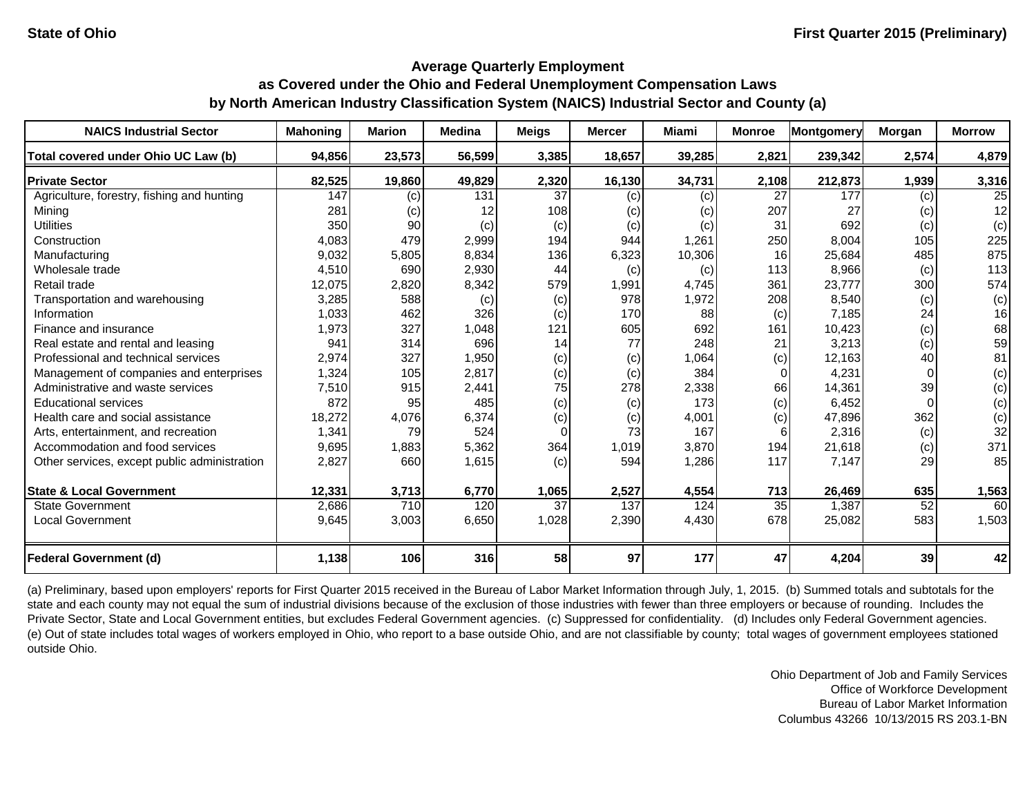State of Ohio

First Quarter 2015 (Preliminary)

## Average Quarterly Employment
## as Covered under the Ohio and Federal Unemployment Compensation Laws
## by North American Industry Classification System (NAICS) Industrial Sector and County (a)

| NAICS Industrial Sector | Mahoning | Marion | Medina | Meigs | Mercer | Miami | Monroe | Montgomery | Morgan | Morrow |
|---|---|---|---|---|---|---|---|---|---|---|
| **Total covered under Ohio UC Law (b)** | **94,856** | **23,573** | **56,599** | **3,385** | **18,657** | **39,285** | **2,821** | **239,342** | **2,574** | **4,879** |
| **Private Sector** | **82,525** | **19,860** | **49,829** | **2,320** | **16,130** | **34,731** | **2,108** | **212,873** | **1,939** | **3,316** |
| Agriculture, forestry, fishing and hunting | 147 | (c) | 131 | 37 | (c) | (c) | 27 | 177 | (c) | 25 |
| Mining | 281 | (c) | 12 | 108 | (c) | (c) | 207 | 27 | (c) | 12 |
| Utilities | 350 | 90 | (c) | (c) | (c) | (c) | 31 | 692 | (c) | (c) |
| Construction | 4,083 | 479 | 2,999 | 194 | 944 | 1,261 | 250 | 8,004 | 105 | 225 |
| Manufacturing | 9,032 | 5,805 | 8,834 | 136 | 6,323 | 10,306 | 16 | 25,684 | 485 | 875 |
| Wholesale trade | 4,510 | 690 | 2,930 | 44 | (c) | (c) | 113 | 8,966 | (c) | 113 |
| Retail trade | 12,075 | 2,820 | 8,342 | 579 | 1,991 | 4,745 | 361 | 23,777 | 300 | 574 |
| Transportation and warehousing | 3,285 | 588 | (c) | (c) | 978 | 1,972 | 208 | 8,540 | (c) | (c) |
| Information | 1,033 | 462 | 326 | (c) | 170 | 88 | (c) | 7,185 | 24 | 16 |
| Finance and insurance | 1,973 | 327 | 1,048 | 121 | 605 | 692 | 161 | 10,423 | (c) | 68 |
| Real estate and rental and leasing | 941 | 314 | 696 | 14 | 77 | 248 | 21 | 3,213 | (c) | 59 |
| Professional and technical services | 2,974 | 327 | 1,950 | (c) | (c) | 1,064 | (c) | 12,163 | 40 | 81 |
| Management of companies and enterprises | 1,324 | 105 | 2,817 | (c) | (c) | 384 | 0 | 4,231 | 0 | (c) |
| Administrative and waste services | 7,510 | 915 | 2,441 | 75 | 278 | 2,338 | 66 | 14,361 | 39 | (c) |
| Educational services | 872 | 95 | 485 | (c) | (c) | 173 | (c) | 6,452 | 0 | (c) |
| Health care and social assistance | 18,272 | 4,076 | 6,374 | (c) | (c) | 4,001 | (c) | 47,896 | 362 | (c) |
| Arts, entertainment, and recreation | 1,341 | 79 | 524 | 0 | 73 | 167 | 6 | 2,316 | (c) | 32 |
| Accommodation and food services | 9,695 | 1,883 | 5,362 | 364 | 1,019 | 3,870 | 194 | 21,618 | (c) | 371 |
| Other services, except public administration | 2,827 | 660 | 1,615 | (c) | 594 | 1,286 | 117 | 7,147 | 29 | 85 |
| **State & Local Government** | **12,331** | **3,713** | **6,770** | **1,065** | **2,527** | **4,554** | **713** | **26,469** | **635** | **1,563** |
| State Government | 2,686 | 710 | 120 | 37 | 137 | 124 | 35 | 1,387 | 52 | 60 |
| Local Government | 9,645 | 3,003 | 6,650 | 1,028 | 2,390 | 4,430 | 678 | 25,082 | 583 | 1,503 |
| **Federal Government (d)** | **1,138** | **106** | **316** | **58** | **97** | **177** | **47** | **4,204** | **39** | **42** |

(a) Preliminary, based upon employers' reports for First Quarter 2015 received in the Bureau of Labor Market Information through July, 1, 2015. (b) Summed totals and subtotals for the state and each county may not equal the sum of industrial divisions because of the exclusion of those industries with fewer than three employers or because of rounding. Includes the Private Sector, State and Local Government entities, but excludes Federal Government agencies. (c) Suppressed for confidentiality. (d) Includes only Federal Government agencies. (e) Out of state includes total wages of workers employed in Ohio, who report to a base outside Ohio, and are not classifiable by county; total wages of government employees stationed outside Ohio.

Ohio Department of Job and Family Services
Office of Workforce Development
Bureau of Labor Market Information
Columbus 43266 10/13/2015 RS 203.1-BN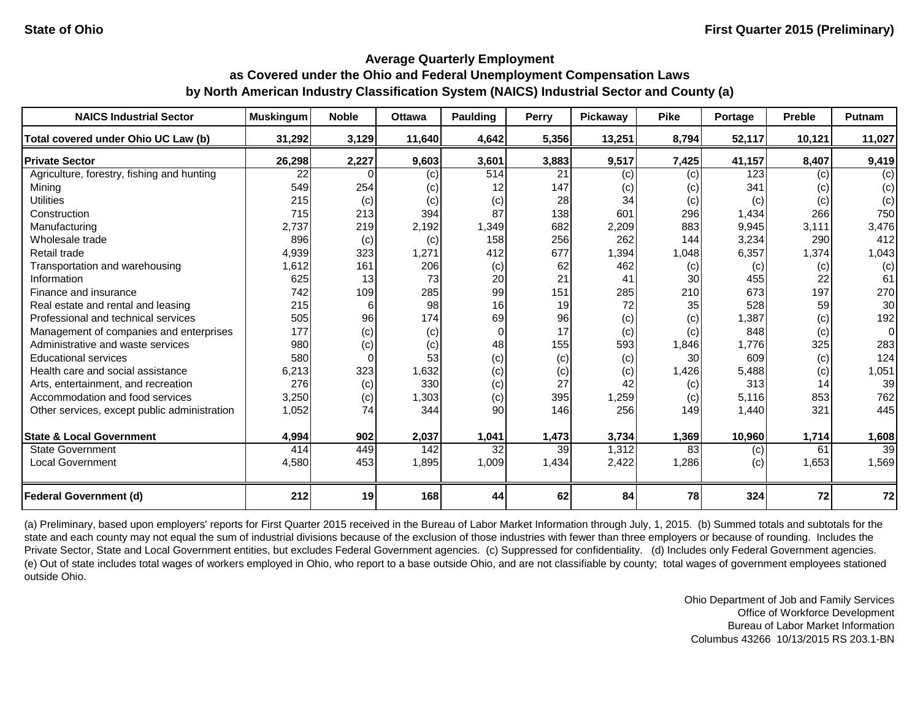State of Ohio | First Quarter 2015 (Preliminary)

## Average Quarterly Employment
## as Covered under the Ohio and Federal Unemployment Compensation Laws
## by North American Industry Classification System (NAICS) Industrial Sector and County (a)

| NAICS Industrial Sector | Muskingum | Noble | Ottawa | Paulding | Perry | Pickaway | Pike | Portage | Preble | Putnam |
|---|---|---|---|---|---|---|---|---|---|---|
| **Total covered under Ohio UC Law (b)** | **31,292** | **3,129** | **11,640** | **4,642** | **5,356** | **13,251** | **8,794** | **52,117** | **10,121** | **11,027** |
| **Private Sector** | **26,298** | **2,227** | **9,603** | **3,601** | **3,883** | **9,517** | **7,425** | **41,157** | **8,407** | **9,419** |
| Agriculture, forestry, fishing and hunting | 22 | 0 | (c) | 514 | 21 | (c) | (c) | 123 | (c) | (c) |
| Mining | 549 | 254 | (c) | 12 | 147 | (c) | (c) | 341 | (c) | (c) |
| Utilities | 215 | (c) | (c) | (c) | 28 | 34 | (c) | (c) | (c) | (c) |
| Construction | 715 | 213 | 394 | 87 | 138 | 601 | 296 | 1,434 | 266 | 750 |
| Manufacturing | 2,737 | 219 | 2,192 | 1,349 | 682 | 2,209 | 883 | 9,945 | 3,111 | 3,476 |
| Wholesale trade | 896 | (c) | (c) | 158 | 256 | 262 | 144 | 3,234 | 290 | 412 |
| Retail trade | 4,939 | 323 | 1,271 | 412 | 677 | 1,394 | 1,048 | 6,357 | 1,374 | 1,043 |
| Transportation and warehousing | 1,612 | 161 | 206 | (c) | 62 | 462 | (c) | (c) | (c) | (c) |
| Information | 625 | 13 | 73 | 20 | 21 | 41 | 30 | 455 | 22 | 61 |
| Finance and insurance | 742 | 109 | 285 | 99 | 151 | 285 | 210 | 673 | 197 | 270 |
| Real estate and rental and leasing | 215 | 6 | 98 | 16 | 19 | 72 | 35 | 528 | 59 | 30 |
| Professional and technical services | 505 | 96 | 174 | 69 | 96 | (c) | (c) | 1,387 | (c) | 192 |
| Management of companies and enterprises | 177 | (c) | (c) | 0 | 17 | (c) | (c) | 848 | (c) | 0 |
| Administrative and waste services | 980 | (c) | (c) | 48 | 155 | 593 | 1,846 | 1,776 | 325 | 283 |
| Educational services | 580 | 0 | 53 | (c) | (c) | (c) | 30 | 609 | (c) | 124 |
| Health care and social assistance | 6,213 | 323 | 1,632 | (c) | (c) | (c) | 1,426 | 5,488 | (c) | 1,051 |
| Arts, entertainment, and recreation | 276 | (c) | 330 | (c) | 27 | 42 | (c) | 313 | 14 | 39 |
| Accommodation and food services | 3,250 | (c) | 1,303 | (c) | 395 | 1,259 | (c) | 5,116 | 853 | 762 |
| Other services, except public administration | 1,052 | 74 | 344 | 90 | 146 | 256 | 149 | 1,440 | 321 | 445 |
| **State & Local Government** | **4,994** | **902** | **2,037** | **1,041** | **1,473** | **3,734** | **1,369** | **10,960** | **1,714** | **1,608** |
| State Government | 414 | 449 | 142 | 32 | 39 | 1,312 | 83 | (c) | 61 | 39 |
| Local Government | 4,580 | 453 | 1,895 | 1,009 | 1,434 | 2,422 | 1,286 | (c) | 1,653 | 1,569 |
| **Federal Government (d)** | **212** | **19** | **168** | **44** | **62** | **84** | **78** | **324** | **72** | **72** |

(a) Preliminary, based upon employers' reports for First Quarter 2015 received in the Bureau of Labor Market Information through July, 1, 2015. (b) Summed totals and subtotals for the state and each county may not equal the sum of industrial divisions because of the exclusion of those industries with fewer than three employers or because of rounding. Includes the Private Sector, State and Local Government entities, but excludes Federal Government agencies. (c) Suppressed for confidentiality. (d) Includes only Federal Government agencies. (e) Out of state includes total wages of workers employed in Ohio, who report to a base outside Ohio, and are not classifiable by county; total wages of government employees stationed outside Ohio.

Ohio Department of Job and Family Services
Office of Workforce Development
Bureau of Labor Market Information
Columbus 43266 10/13/2015 RS 203.1-BN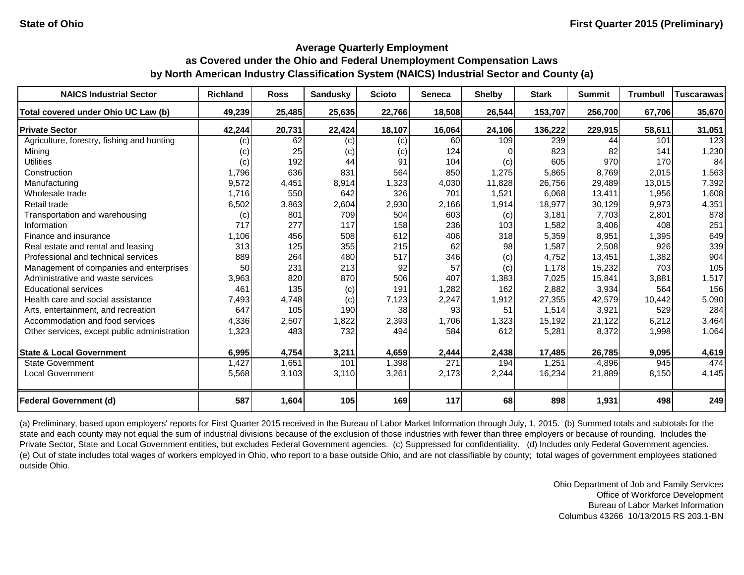State of Ohio

First Quarter 2015 (Preliminary)

## Average Quarterly Employment
## as Covered under the Ohio and Federal Unemployment Compensation Laws
## by North American Industry Classification System (NAICS) Industrial Sector and County (a)

| NAICS Industrial Sector | Richland | Ross | Sandusky | Scioto | Seneca | Shelby | Stark | Summit | Trumbull | Tuscarawas |
|---|---|---|---|---|---|---|---|---|---|---|
| **Total covered under Ohio UC Law (b)** | **49,239** | **25,485** | **25,635** | **22,766** | **18,508** | **26,544** | **153,707** | **256,700** | **67,706** | **35,670** |
| **Private Sector** | **42,244** | **20,731** | **22,424** | **18,107** | **16,064** | **24,106** | **136,222** | **229,915** | **58,611** | **31,051** |
| Agriculture, forestry, fishing and hunting | (c) | 62 | (c) | (c) | 60 | 109 | 239 | 44 | 101 | 123 |
| Mining | (c) | 25 | (c) | (c) | 124 | 0 | 823 | 82 | 141 | 1,230 |
| Utilities | (c) | 192 | 44 | 91 | 104 | (c) | 605 | 970 | 170 | 84 |
| Construction | 1,796 | 636 | 831 | 564 | 850 | 1,275 | 5,865 | 8,769 | 2,015 | 1,563 |
| Manufacturing | 9,572 | 4,451 | 8,914 | 1,323 | 4,030 | 11,828 | 26,756 | 29,489 | 13,015 | 7,392 |
| Wholesale trade | 1,716 | 550 | 642 | 326 | 701 | 1,521 | 6,068 | 13,411 | 1,956 | 1,608 |
| Retail trade | 6,502 | 3,863 | 2,604 | 2,930 | 2,166 | 1,914 | 18,977 | 30,129 | 9,973 | 4,351 |
| Transportation and warehousing | (c) | 801 | 709 | 504 | 603 | (c) | 3,181 | 7,703 | 2,801 | 878 |
| Information | 717 | 277 | 117 | 158 | 236 | 103 | 1,582 | 3,406 | 408 | 251 |
| Finance and insurance | 1,106 | 456 | 508 | 612 | 406 | 318 | 5,359 | 8,951 | 1,395 | 649 |
| Real estate and rental and leasing | 313 | 125 | 355 | 215 | 62 | 98 | 1,587 | 2,508 | 926 | 339 |
| Professional and technical services | 889 | 264 | 480 | 517 | 346 | (c) | 4,752 | 13,451 | 1,382 | 904 |
| Management of companies and enterprises | 50 | 231 | 213 | 92 | 57 | (c) | 1,178 | 15,232 | 703 | 105 |
| Administrative and waste services | 3,963 | 820 | 870 | 506 | 407 | 1,383 | 7,025 | 15,841 | 3,881 | 1,517 |
| Educational services | 461 | 135 | (c) | 191 | 1,282 | 162 | 2,882 | 3,934 | 564 | 156 |
| Health care and social assistance | 7,493 | 4,748 | (c) | 7,123 | 2,247 | 1,912 | 27,355 | 42,579 | 10,442 | 5,090 |
| Arts, entertainment, and recreation | 647 | 105 | 190 | 38 | 93 | 51 | 1,514 | 3,921 | 529 | 284 |
| Accommodation and food services | 4,336 | 2,507 | 1,822 | 2,393 | 1,706 | 1,323 | 15,192 | 21,122 | 6,212 | 3,464 |
| Other services, except public administration | 1,323 | 483 | 732 | 494 | 584 | 612 | 5,281 | 8,372 | 1,998 | 1,064 |
| **State & Local Government** | **6,995** | **4,754** | **3,211** | **4,659** | **2,444** | **2,438** | **17,485** | **26,785** | **9,095** | **4,619** |
| State Government | 1,427 | 1,651 | 101 | 1,398 | 271 | 194 | 1,251 | 4,896 | 945 | 474 |
| Local Government | 5,568 | 3,103 | 3,110 | 3,261 | 2,173 | 2,244 | 16,234 | 21,889 | 8,150 | 4,145 |
| **Federal Government (d)** | **587** | **1,604** | **105** | **169** | **117** | **68** | **898** | **1,931** | **498** | **249** |

(a) Preliminary, based upon employers' reports for First Quarter 2015 received in the Bureau of Labor Market Information through July, 1, 2015. (b) Summed totals and subtotals for the state and each county may not equal the sum of industrial divisions because of the exclusion of those industries with fewer than three employers or because of rounding. Includes the Private Sector, State and Local Government entities, but excludes Federal Government agencies. (c) Suppressed for confidentiality. (d) Includes only Federal Government agencies. (e) Out of state includes total wages of workers employed in Ohio, who report to a base outside Ohio, and are not classifiable by county; total wages of government employees stationed outside Ohio.

Ohio Department of Job and Family Services
Office of Workforce Development
Bureau of Labor Market Information
Columbus 43266 10/13/2015 RS 203.1-BN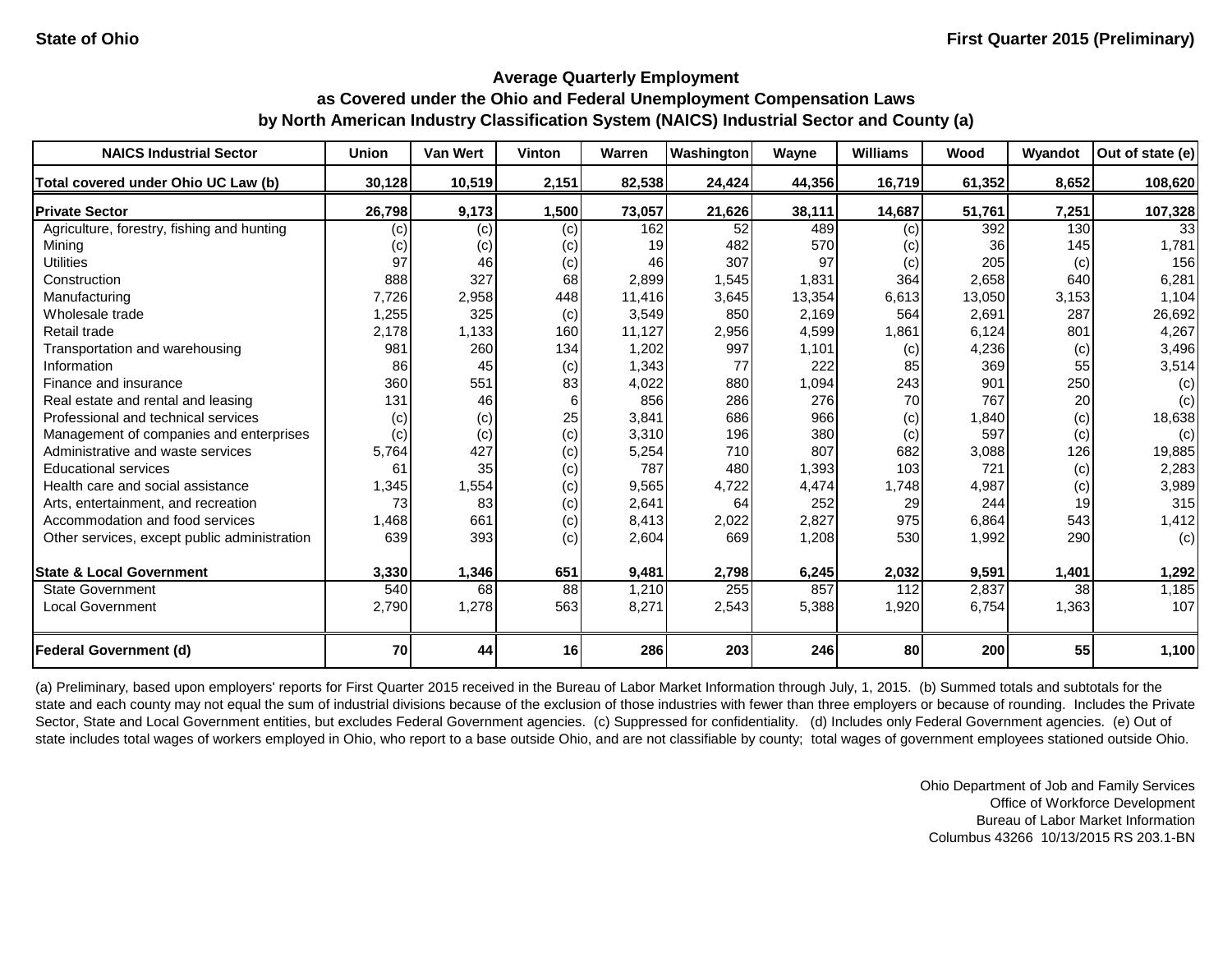State of Ohio | First Quarter 2015 (Preliminary)

## Average Quarterly Employment
## as Covered under the Ohio and Federal Unemployment Compensation Laws
## by North American Industry Classification System (NAICS) Industrial Sector and County (a)

| NAICS Industrial Sector | Union | Van Wert | Vinton | Warren | Washington | Wayne | Williams | Wood | Wyandot | Out of state (e) |
|---|---|---|---|---|---|---|---|---|---|---|
| **Total covered under Ohio UC Law (b)** | **30,128** | **10,519** | **2,151** | **82,538** | **24,424** | **44,356** | **16,719** | **61,352** | **8,652** | **108,620** |
| **Private Sector** | **26,798** | **9,173** | **1,500** | **73,057** | **21,626** | **38,111** | **14,687** | **51,761** | **7,251** | **107,328** |
| Agriculture, forestry, fishing and hunting | (c) | (c) | (c) | 162 | 52 | 489 | (c) | 392 | 130 | 33 |
| Mining | (c) | (c) | (c) | 19 | 482 | 570 | (c) | 36 | 145 | 1,781 |
| Utilities | 97 | 46 | (c) | 46 | 307 | 97 | (c) | 205 | (c) | 156 |
| Construction | 888 | 327 | 68 | 2,899 | 1,545 | 1,831 | 364 | 2,658 | 640 | 6,281 |
| Manufacturing | 7,726 | 2,958 | 448 | 11,416 | 3,645 | 13,354 | 6,613 | 13,050 | 3,153 | 1,104 |
| Wholesale trade | 1,255 | 325 | (c) | 3,549 | 850 | 2,169 | 564 | 2,691 | 287 | 26,692 |
| Retail trade | 2,178 | 1,133 | 160 | 11,127 | 2,956 | 4,599 | 1,861 | 6,124 | 801 | 4,267 |
| Transportation and warehousing | 981 | 260 | 134 | 1,202 | 997 | 1,101 | (c) | 4,236 | (c) | 3,496 |
| Information | 86 | 45 | (c) | 1,343 | 77 | 222 | 85 | 369 | 55 | 3,514 |
| Finance and insurance | 360 | 551 | 83 | 4,022 | 880 | 1,094 | 243 | 901 | 250 | (c) |
| Real estate and rental and leasing | 131 | 46 | 6 | 856 | 286 | 276 | 70 | 767 | 20 | (c) |
| Professional and technical services | (c) | (c) | 25 | 3,841 | 686 | 966 | (c) | 1,840 | (c) | 18,638 |
| Management of companies and enterprises | (c) | (c) | (c) | 3,310 | 196 | 380 | (c) | 597 | (c) | (c) |
| Administrative and waste services | 5,764 | 427 | (c) | 5,254 | 710 | 807 | 682 | 3,088 | 126 | 19,885 |
| Educational services | 61 | 35 | (c) | 787 | 480 | 1,393 | 103 | 721 | (c) | 2,283 |
| Health care and social assistance | 1,345 | 1,554 | (c) | 9,565 | 4,722 | 4,474 | 1,748 | 4,987 | (c) | 3,989 |
| Arts, entertainment, and recreation | 73 | 83 | (c) | 2,641 | 64 | 252 | 29 | 244 | 19 | 315 |
| Accommodation and food services | 1,468 | 661 | (c) | 8,413 | 2,022 | 2,827 | 975 | 6,864 | 543 | 1,412 |
| Other services, except public administration | 639 | 393 | (c) | 2,604 | 669 | 1,208 | 530 | 1,992 | 290 | (c) |
| **State & Local Government** | **3,330** | **1,346** | **651** | **9,481** | **2,798** | **6,245** | **2,032** | **9,591** | **1,401** | **1,292** |
| State Government | 540 | 68 | 88 | 1,210 | 255 | 857 | 112 | 2,837 | 38 | 1,185 |
| Local Government | 2,790 | 1,278 | 563 | 8,271 | 2,543 | 5,388 | 1,920 | 6,754 | 1,363 | 107 |
| **Federal Government (d)** | **70** | **44** | **16** | **286** | **203** | **246** | **80** | **200** | **55** | **1,100** |

(a) Preliminary, based upon employers' reports for First Quarter 2015 received in the Bureau of Labor Market Information through July, 1, 2015. (b) Summed totals and subtotals for the state and each county may not equal the sum of industrial divisions because of the exclusion of those industries with fewer than three employers or because of rounding. Includes the Private Sector, State and Local Government entities, but excludes Federal Government agencies. (c) Suppressed for confidentiality. (d) Includes only Federal Government agencies. (e) Out of state includes total wages of workers employed in Ohio, who report to a base outside Ohio, and are not classifiable by county; total wages of government employees stationed outside Ohio.

Ohio Department of Job and Family Services
Office of Workforce Development
Bureau of Labor Market Information
Columbus 43266 10/13/2015 RS 203.1-BN